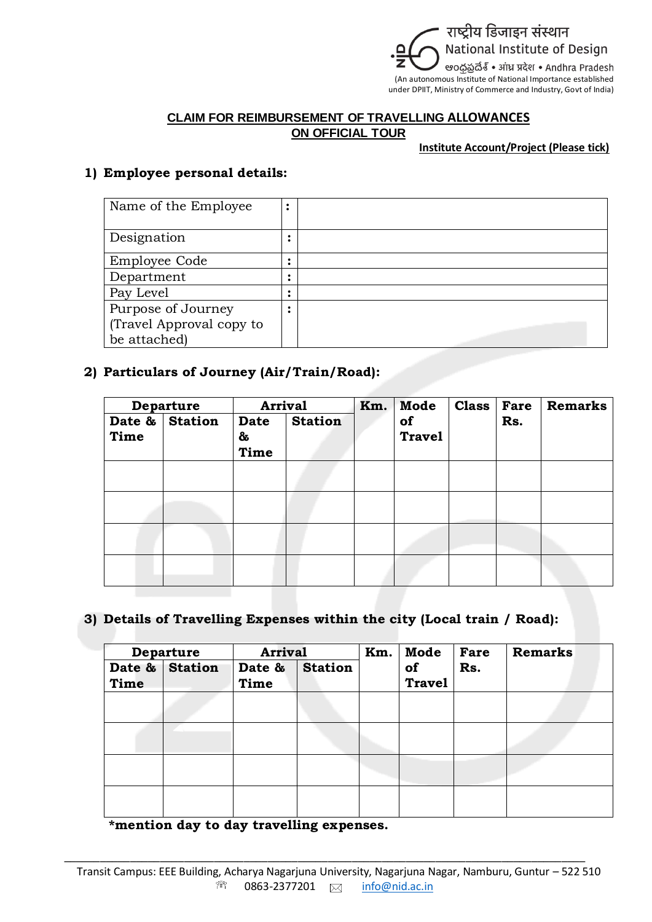राष्ट्रीय डिजाइन संस्थान
National Institute of Design
ఆంధ్రప్రదేశ్ • आंध्र प्रदेश • Andhra Pradesh
(An autonomous Institute of National Importance established under DPIIT, Ministry of Commerce and Industry, Govt of India)

## CLAIM FOR REIMBURSEMENT OF TRAVELLING ALLOWANCES ON OFFICIAL TOUR

**Institute Account/Project (Please tick)**

### 1) Employee personal details:

| | | |
|---|---|---|
| Name of the Employee | : | |
| Designation | : | |
| Employee Code | : | |
| Department | : | |
| Pay Level | : | |
| Purpose of Journey (Travel Approval copy to be attached) | : | |

### 2) Particulars of Journey (Air/Train/Road):

| Departure | | Arrival | | Km. | Mode of Travel | Class | Fare Rs. | Remarks |
|---|---|---|---|---|---|---|---|---|
| Date & Time | Station | Date & Time | Station | | | | | |
| | | | | | | | | |
| | | | | | | | | |
| | | | | | | | | |
| | | | | | | | | |

### 3) Details of Travelling Expenses within the city (Local train / Road):

| Departure | | Arrival | | Km. | Mode of Travel | Fare Rs. | Remarks |
|---|---|---|---|---|---|---|---|
| Date & Time | Station | Date & Time | Station | | | | |
| | | | | | | | |
| | | | | | | | |
| | | | | | | | |
| | | | | | | | |

**\*mention day to day travelling expenses.**

Transit Campus: EEE Building, Acharya Nagarjuna University, Nagarjuna Nagar, Namburu, Guntur – 522 510
0863-2377201 info@nid.ac.in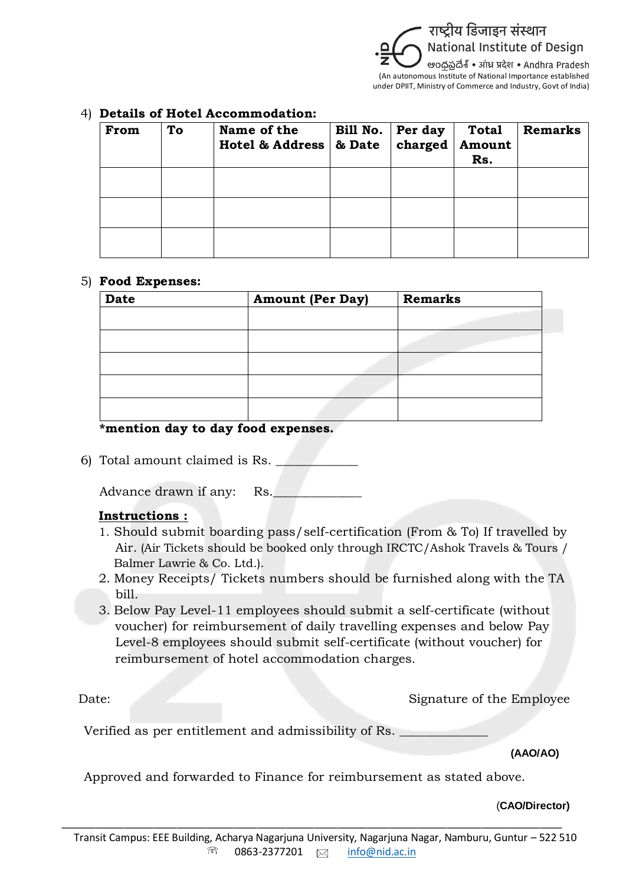4) **Details of Hotel Accommodation:**

| From | To | Name of the Hotel & Address | Bill No. & Date | Per day charged | Total Amount Rs. | Remarks |
|---|---|---|---|---|---|---|
| | | | | | | |
| | | | | | | |
| | | | | | | |

5) **Food Expenses:**

| Date | Amount (Per Day) | Remarks |
|---|---|---|
| | | |
| | | |
| | | |
| | | |
| | | |

**\*mention day to day food expenses.**

6) Total amount claimed is Rs. _____________

Advance drawn if any: Rs._____________

**Instructions :**

1. Should submit boarding pass/self-certification (From & To) If travelled by Air. (Air Tickets should be booked only through IRCTC/Ashok Travels & Tours / Balmer Lawrie & Co. Ltd.).
2. Money Receipts/ Tickets numbers should be furnished along with the TA bill.
3. Below Pay Level-11 employees should submit a self-certificate (without voucher) for reimbursement of daily travelling expenses and below Pay Level-8 employees should submit self-certificate (without voucher) for reimbursement of hotel accommodation charges.

Date: Signature of the Employee

Verified as per entitlement and admissibility of Rs. _____________

**(AAO/AO)**

Approved and forwarded to Finance for reimbursement as stated above.

**(CAO/Director)**